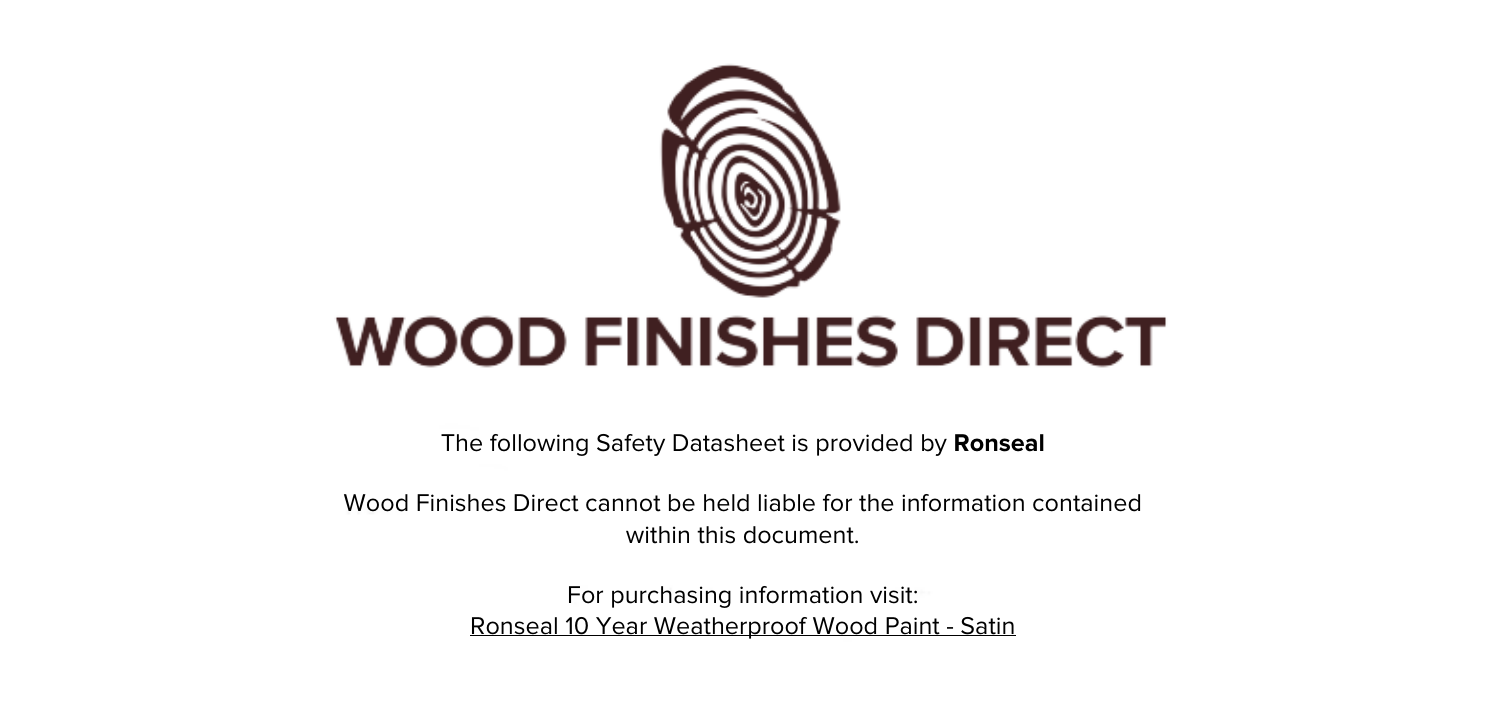# WOOD FINISHES DIRECT

The following Safety Datasheet is provided by **Ronseal**

Wood Finishes Direct cannot be held liable for the information contained within this document.

For purchasing information visit:
Ronseal 10 Year Weatherproof Wood Paint - Satin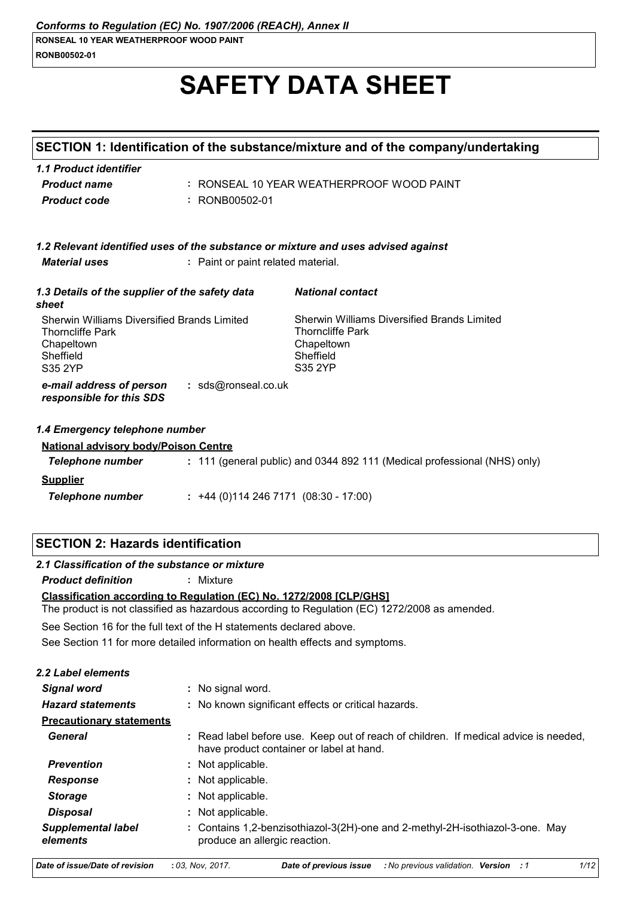*Conforms to Regulation (EC) No. 1907/2006 (REACH), Annex II*

**RONSEAL 10 YEAR WEATHERPROOF WOOD PAINT**
**RONB00502-01**

# SAFETY DATA SHEET

## SECTION 1: Identification of the substance/mixture and of the company/undertaking

### *1.1 Product identifier*

| | |
|---|---|
| ***Product name*** | : RONSEAL 10 YEAR WEATHERPROOF WOOD PAINT |
| ***Product code*** | : RONB00502-01 |

### *1.2 Relevant identified uses of the substance or mixture and uses advised against*

| | |
|---|---|
| ***Material uses*** | : Paint or paint related material. |

### *1.3 Details of the supplier of the safety data sheet*

Sherwin Williams Diversified Brands Limited
Thorncliffe Park
Chapeltown
Sheffield
S35 2YP

***National contact***

Sherwin Williams Diversified Brands Limited
Thorncliffe Park
Chapeltown
Sheffield
S35 2YP

| | |
|---|---|
| ***e-mail address of person responsible for this SDS*** | : sds@ronseal.co.uk |

### *1.4 Emergency telephone number*

**National advisory body/Poison Centre**

| | |
|---|---|
| ***Telephone number*** | : 111 (general public) and 0344 892 111 (Medical professional (NHS) only) |

**Supplier**

| | |
|---|---|
| ***Telephone number*** | : +44 (0)114 246 7171 (08:30 - 17:00) |

## SECTION 2: Hazards identification

### *2.1 Classification of the substance or mixture*

| | |
|---|---|
| ***Product definition*** | : Mixture |

**Classification according to Regulation (EC) No. 1272/2008 [CLP/GHS]**

The product is not classified as hazardous according to Regulation (EC) 1272/2008 as amended.

See Section 16 for the full text of the H statements declared above.

See Section 11 for more detailed information on health effects and symptoms.

### *2.2 Label elements*

| | |
|---|---|
| ***Signal word*** | : No signal word. |
| ***Hazard statements*** | : No known significant effects or critical hazards. |
| **Precautionary statements** | |
| ***General*** | : Read label before use. Keep out of reach of children. If medical advice is needed, have product container or label at hand. |
| ***Prevention*** | : Not applicable. |
| ***Response*** | : Not applicable. |
| ***Storage*** | : Not applicable. |
| ***Disposal*** | : Not applicable. |
| ***Supplemental label elements*** | : Contains 1,2-benzisothiazol-3(2H)-one and 2-methyl-2H-isothiazol-3-one. May produce an allergic reaction. |

***Date of issue/Date of revision*** : *03, Nov, 2017.* ***Date of previous issue*** : *No previous validation.* ***Version*** : *1*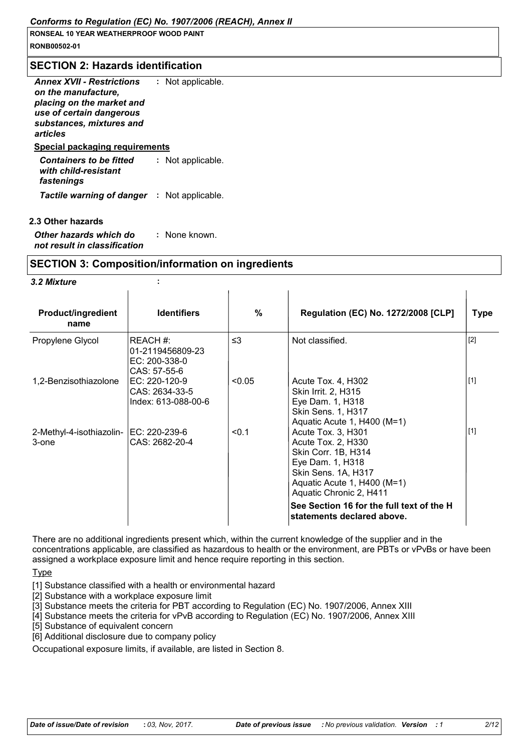## SECTION 2: Hazards identification

***Annex XVII - Restrictions on the manufacture, placing on the market and use of certain dangerous substances, mixtures and articles*** : Not applicable.

**Special packaging requirements**

***Containers to be fitted with child-resistant fastenings*** : Not applicable.

***Tactile warning of danger*** : Not applicable.

**2.3 Other hazards**

***Other hazards which do not result in classification*** : None known.

## SECTION 3: Composition/information on ingredients

***3.2 Mixture*** :

| Product/ingredient name | Identifiers | % | Regulation (EC) No. 1272/2008 [CLP] | Type |
|---|---|---|---|---|
| Propylene Glycol | REACH #: 01-2119456809-23<br>EC: 200-338-0<br>CAS: 57-55-6 | ≤3 | Not classified. | [2] |
| 1,2-Benzisothiazolone | EC: 220-120-9<br>CAS: 2634-33-5<br>Index: 613-088-00-6 | <0.05 | Acute Tox. 4, H302<br>Skin Irrit. 2, H315<br>Eye Dam. 1, H318<br>Skin Sens. 1, H317<br>Aquatic Acute 1, H400 (M=1) | [1] |
| 2-Methyl-4-isothiazolin-3-one | EC: 220-239-6<br>CAS: 2682-20-4 | <0.1 | Acute Tox. 3, H301<br>Acute Tox. 2, H330<br>Skin Corr. 1B, H314<br>Eye Dam. 1, H318<br>Skin Sens. 1A, H317<br>Aquatic Acute 1, H400 (M=1)<br>Aquatic Chronic 2, H411 | [1] |
| | | | **See Section 16 for the full text of the H statements declared above.** | |

There are no additional ingredients present which, within the current knowledge of the supplier and in the concentrations applicable, are classified as hazardous to health or the environment, are PBTs or vPvBs or have been assigned a workplace exposure limit and hence require reporting in this section.

Type

[1] Substance classified with a health or environmental hazard

[2] Substance with a workplace exposure limit

[3] Substance meets the criteria for PBT according to Regulation (EC) No. 1907/2006, Annex XIII

[4] Substance meets the criteria for vPvB according to Regulation (EC) No. 1907/2006, Annex XIII

[5] Substance of equivalent concern

[6] Additional disclosure due to company policy

Occupational exposure limits, if available, are listed in Section 8.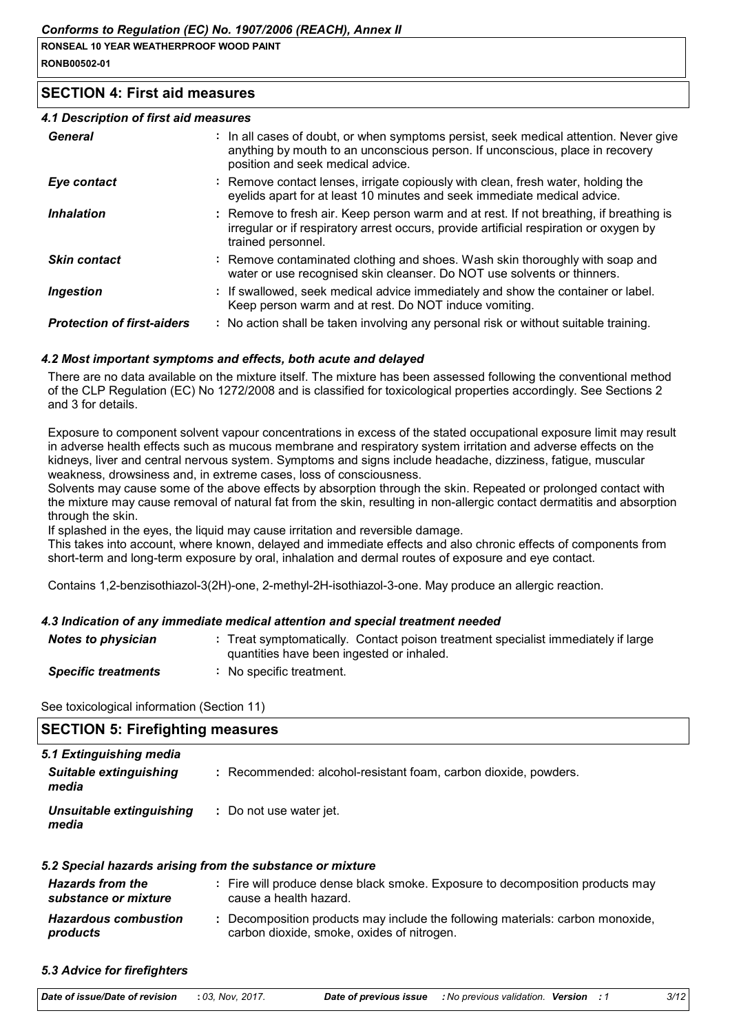## SECTION 4: First aid measures

### 4.1 Description of first aid measures

| | |
|---|---|
| ***General*** | : In all cases of doubt, or when symptoms persist, seek medical attention. Never give anything by mouth to an unconscious person. If unconscious, place in recovery position and seek medical advice. |
| ***Eye contact*** | : Remove contact lenses, irrigate copiously with clean, fresh water, holding the eyelids apart for at least 10 minutes and seek immediate medical advice. |
| ***Inhalation*** | : Remove to fresh air. Keep person warm and at rest. If not breathing, if breathing is irregular or if respiratory arrest occurs, provide artificial respiration or oxygen by trained personnel. |
| ***Skin contact*** | : Remove contaminated clothing and shoes. Wash skin thoroughly with soap and water or use recognised skin cleanser. Do NOT use solvents or thinners. |
| ***Ingestion*** | : If swallowed, seek medical advice immediately and show the container or label. Keep person warm and at rest. Do NOT induce vomiting. |
| ***Protection of first-aiders*** | : No action shall be taken involving any personal risk or without suitable training. |

### 4.2 Most important symptoms and effects, both acute and delayed

There are no data available on the mixture itself. The mixture has been assessed following the conventional method of the CLP Regulation (EC) No 1272/2008 and is classified for toxicological properties accordingly. See Sections 2 and 3 for details.

Exposure to component solvent vapour concentrations in excess of the stated occupational exposure limit may result in adverse health effects such as mucous membrane and respiratory system irritation and adverse effects on the kidneys, liver and central nervous system. Symptoms and signs include headache, dizziness, fatigue, muscular weakness, drowsiness and, in extreme cases, loss of consciousness.
Solvents may cause some of the above effects by absorption through the skin. Repeated or prolonged contact with the mixture may cause removal of natural fat from the skin, resulting in non-allergic contact dermatitis and absorption through the skin.
If splashed in the eyes, the liquid may cause irritation and reversible damage.
This takes into account, where known, delayed and immediate effects and also chronic effects of components from short-term and long-term exposure by oral, inhalation and dermal routes of exposure and eye contact.

Contains 1,2-benzisothiazol-3(2H)-one, 2-methyl-2H-isothiazol-3-one. May produce an allergic reaction.

### 4.3 Indication of any immediate medical attention and special treatment needed

| | |
|---|---|
| ***Notes to physician*** | : Treat symptomatically. Contact poison treatment specialist immediately if large quantities have been ingested or inhaled. |
| ***Specific treatments*** | : No specific treatment. |

See toxicological information (Section 11)

## SECTION 5: Firefighting measures

### 5.1 Extinguishing media

| | |
|---|---|
| ***Suitable extinguishing media*** | : Recommended: alcohol-resistant foam, carbon dioxide, powders. |
| ***Unsuitable extinguishing media*** | : Do not use water jet. |

### 5.2 Special hazards arising from the substance or mixture

| | |
|---|---|
| ***Hazards from the substance or mixture*** | : Fire will produce dense black smoke. Exposure to decomposition products may cause a health hazard. |
| ***Hazardous combustion products*** | : Decomposition products may include the following materials: carbon monoxide, carbon dioxide, smoke, oxides of nitrogen. |

### 5.3 Advice for firefighters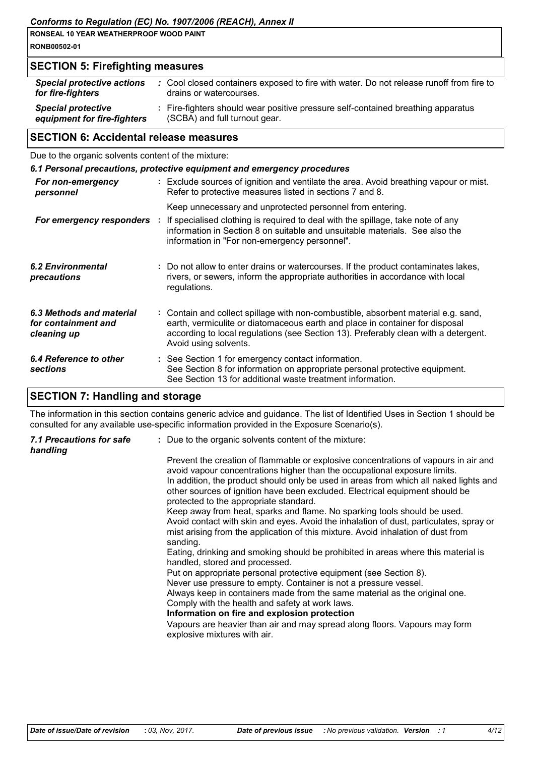## SECTION 5: Firefighting measures

| | |
|---|---|
| ***Special protective actions for fire-fighters*** | : Cool closed containers exposed to fire with water. Do not release runoff from fire to drains or watercourses. |
| ***Special protective equipment for fire-fighters*** | : Fire-fighters should wear positive pressure self-contained breathing apparatus (SCBA) and full turnout gear. |

## SECTION 6: Accidental release measures

Due to the organic solvents content of the mixture:

### *6.1 Personal precautions, protective equipment and emergency procedures*

| | |
|---|---|
| ***For non-emergency personnel*** | : Exclude sources of ignition and ventilate the area. Avoid breathing vapour or mist. Refer to protective measures listed in sections 7 and 8.<br><br>Keep unnecessary and unprotected personnel from entering. |
| ***For emergency responders*** | : If specialised clothing is required to deal with the spillage, take note of any information in Section 8 on suitable and unsuitable materials. See also the information in "For non-emergency personnel". |
| ***6.2 Environmental precautions*** | : Do not allow to enter drains or watercourses. If the product contaminates lakes, rivers, or sewers, inform the appropriate authorities in accordance with local regulations. |
| ***6.3 Methods and material for containment and cleaning up*** | : Contain and collect spillage with non-combustible, absorbent material e.g. sand, earth, vermiculite or diatomaceous earth and place in container for disposal according to local regulations (see Section 13). Preferably clean with a detergent. Avoid using solvents. |
| ***6.4 Reference to other sections*** | : See Section 1 for emergency contact information.<br>See Section 8 for information on appropriate personal protective equipment.<br>See Section 13 for additional waste treatment information. |

## SECTION 7: Handling and storage

The information in this section contains generic advice and guidance. The list of Identified Uses in Section 1 should be consulted for any available use-specific information provided in the Exposure Scenario(s).

***7.1 Precautions for safe handling*** : Due to the organic solvents content of the mixture:

Prevent the creation of flammable or explosive concentrations of vapours in air and avoid vapour concentrations higher than the occupational exposure limits.
In addition, the product should only be used in areas from which all naked lights and other sources of ignition have been excluded. Electrical equipment should be protected to the appropriate standard.
Keep away from heat, sparks and flame. No sparking tools should be used.
Avoid contact with skin and eyes. Avoid the inhalation of dust, particulates, spray or mist arising from the application of this mixture. Avoid inhalation of dust from sanding.
Eating, drinking and smoking should be prohibited in areas where this material is handled, stored and processed.
Put on appropriate personal protective equipment (see Section 8).
Never use pressure to empty. Container is not a pressure vessel.
Always keep in containers made from the same material as the original one.
Comply with the health and safety at work laws.

**Information on fire and explosion protection**

Vapours are heavier than air and may spread along floors. Vapours may form explosive mixtures with air.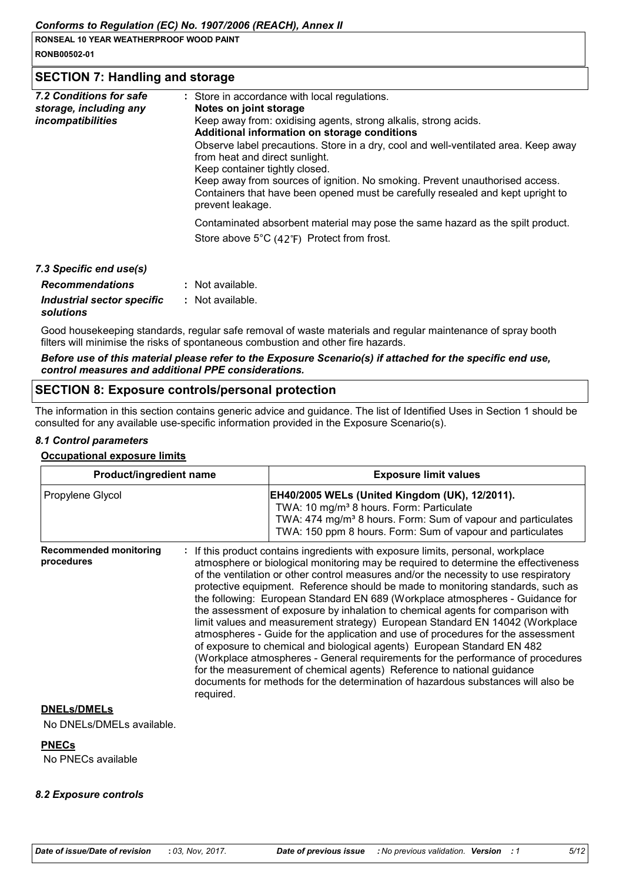## SECTION 7: Handling and storage

***7.2 Conditions for safe storage, including any incompatibilities***

: Store in accordance with local regulations.

**Notes on joint storage**

Keep away from: oxidising agents, strong alkalis, strong acids.

**Additional information on storage conditions**

Observe label precautions. Store in a dry, cool and well-ventilated area. Keep away from heat and direct sunlight.

Keep container tightly closed.

Keep away from sources of ignition. No smoking. Prevent unauthorised access. Containers that have been opened must be carefully resealed and kept upright to prevent leakage.

Contaminated absorbent material may pose the same hazard as the spilt product.

Store above 5°C (42℉) Protect from frost.

***7.3 Specific end use(s)***

***Recommendations*** : Not available.

***Industrial sector specific solutions*** : Not available.

Good housekeeping standards, regular safe removal of waste materials and regular maintenance of spray booth filters will minimise the risks of spontaneous combustion and other fire hazards.

***Before use of this material please refer to the Exposure Scenario(s) if attached for the specific end use, control measures and additional PPE considerations.***

## SECTION 8: Exposure controls/personal protection

The information in this section contains generic advice and guidance. The list of Identified Uses in Section 1 should be consulted for any available use-specific information provided in the Exposure Scenario(s).

***8.1 Control parameters***

**Occupational exposure limits**

| Product/ingredient name | Exposure limit values |
|---|---|
| Propylene Glycol | **EH40/2005 WELs (United Kingdom (UK), 12/2011).** TWA: 10 mg/m³ 8 hours. Form: Particulate TWA: 474 mg/m³ 8 hours. Form: Sum of vapour and particulates TWA: 150 ppm 8 hours. Form: Sum of vapour and particulates |

**Recommended monitoring procedures** : If this product contains ingredients with exposure limits, personal, workplace atmosphere or biological monitoring may be required to determine the effectiveness of the ventilation or other control measures and/or the necessity to use respiratory protective equipment. Reference should be made to monitoring standards, such as the following: European Standard EN 689 (Workplace atmospheres - Guidance for the assessment of exposure by inhalation to chemical agents for comparison with limit values and measurement strategy) European Standard EN 14042 (Workplace atmospheres - Guide for the application and use of procedures for the assessment of exposure to chemical and biological agents) European Standard EN 482 (Workplace atmospheres - General requirements for the performance of procedures for the measurement of chemical agents) Reference to national guidance documents for methods for the determination of hazardous substances will also be required.

**DNELs/DMELs**

No DNELs/DMELs available.

**PNECs**

No PNECs available

***8.2 Exposure controls***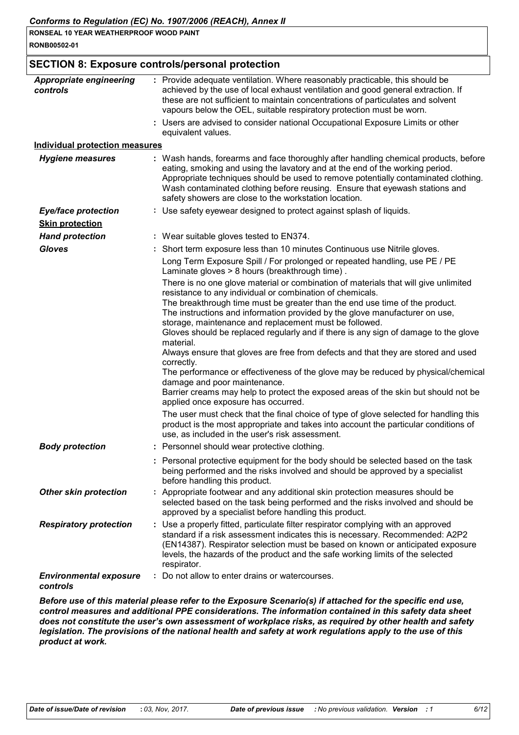## SECTION 8: Exposure controls/personal protection

***Appropriate engineering controls*** : Provide adequate ventilation. Where reasonably practicable, this should be achieved by the use of local exhaust ventilation and good general extraction. If these are not sufficient to maintain concentrations of particulates and solvent vapours below the OEL, suitable respiratory protection must be worn.

: Users are advised to consider national Occupational Exposure Limits or other equivalent values.

**Individual protection measures**

***Hygiene measures*** : Wash hands, forearms and face thoroughly after handling chemical products, before eating, smoking and using the lavatory and at the end of the working period. Appropriate techniques should be used to remove potentially contaminated clothing. Wash contaminated clothing before reusing. Ensure that eyewash stations and safety showers are close to the workstation location.

***Eye/face protection*** : Use safety eyewear designed to protect against splash of liquids.

**Skin protection**

***Hand protection*** : Wear suitable gloves tested to EN374.

***Gloves*** : Short term exposure less than 10 minutes Continuous use Nitrile gloves.

Long Term Exposure Spill / For prolonged or repeated handling, use PE / PE Laminate gloves > 8 hours (breakthrough time) .

There is no one glove material or combination of materials that will give unlimited resistance to any individual or combination of chemicals.
The breakthrough time must be greater than the end use time of the product.
The instructions and information provided by the glove manufacturer on use, storage, maintenance and replacement must be followed.
Gloves should be replaced regularly and if there is any sign of damage to the glove material.
Always ensure that gloves are free from defects and that they are stored and used correctly.
The performance or effectiveness of the glove may be reduced by physical/chemical damage and poor maintenance.
Barrier creams may help to protect the exposed areas of the skin but should not be applied once exposure has occurred.

The user must check that the final choice of type of glove selected for handling this product is the most appropriate and takes into account the particular conditions of use, as included in the user's risk assessment.

***Body protection*** : Personnel should wear protective clothing.

: Personal protective equipment for the body should be selected based on the task being performed and the risks involved and should be approved by a specialist before handling this product.

***Other skin protection*** : Appropriate footwear and any additional skin protection measures should be selected based on the task being performed and the risks involved and should be approved by a specialist before handling this product.

***Respiratory protection*** : Use a properly fitted, particulate filter respirator complying with an approved standard if a risk assessment indicates this is necessary. Recommended: A2P2 (EN14387). Respirator selection must be based on known or anticipated exposure levels, the hazards of the product and the safe working limits of the selected respirator.

***Environmental exposure controls*** : Do not allow to enter drains or watercourses.

***Before use of this material please refer to the Exposure Scenario(s) if attached for the specific end use, control measures and additional PPE considerations. The information contained in this safety data sheet does not constitute the user's own assessment of workplace risks, as required by other health and safety legislation. The provisions of the national health and safety at work regulations apply to the use of this product at work.***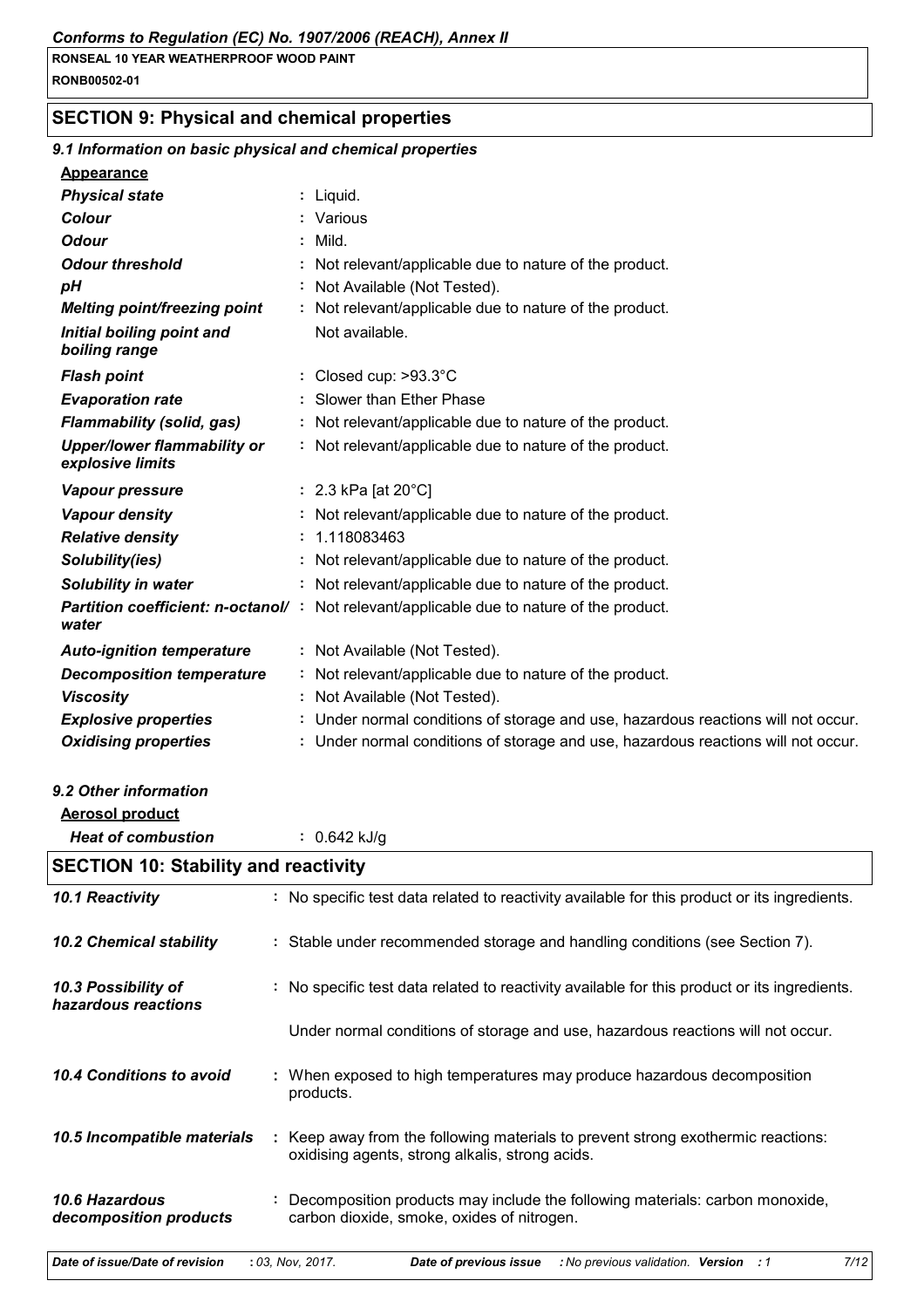## SECTION 9: Physical and chemical properties

### 9.1 Information on basic physical and chemical properties

**Appearance**

| | |
|---|---|
| ***Physical state*** | : Liquid. |
| ***Colour*** | : Various |
| ***Odour*** | : Mild. |
| ***Odour threshold*** | : Not relevant/applicable due to nature of the product. |
| ***pH*** | : Not Available (Not Tested). |
| ***Melting point/freezing point*** | : Not relevant/applicable due to nature of the product. |
| ***Initial boiling point and boiling range*** | Not available. |
| ***Flash point*** | : Closed cup: >93.3°C |
| ***Evaporation rate*** | : Slower than Ether Phase |
| ***Flammability (solid, gas)*** | : Not relevant/applicable due to nature of the product. |
| ***Upper/lower flammability or explosive limits*** | : Not relevant/applicable due to nature of the product. |
| ***Vapour pressure*** | : 2.3 kPa [at 20°C] |
| ***Vapour density*** | : Not relevant/applicable due to nature of the product. |
| ***Relative density*** | : 1.118083463 |
| ***Solubility(ies)*** | : Not relevant/applicable due to nature of the product. |
| ***Solubility in water*** | : Not relevant/applicable due to nature of the product. |
| ***Partition coefficient: n-octanol/water*** | : Not relevant/applicable due to nature of the product. |
| ***Auto-ignition temperature*** | : Not Available (Not Tested). |
| ***Decomposition temperature*** | : Not relevant/applicable due to nature of the product. |
| ***Viscosity*** | : Not Available (Not Tested). |
| ***Explosive properties*** | : Under normal conditions of storage and use, hazardous reactions will not occur. |
| ***Oxidising properties*** | : Under normal conditions of storage and use, hazardous reactions will not occur. |

### 9.2 Other information

**Aerosol product**

| | |
|---|---|
| ***Heat of combustion*** | : 0.642 kJ/g |

## SECTION 10: Stability and reactivity

| | |
|---|---|
| ***10.1 Reactivity*** | : No specific test data related to reactivity available for this product or its ingredients. |
| ***10.2 Chemical stability*** | : Stable under recommended storage and handling conditions (see Section 7). |
| ***10.3 Possibility of hazardous reactions*** | : No specific test data related to reactivity available for this product or its ingredients.<br><br>Under normal conditions of storage and use, hazardous reactions will not occur. |
| ***10.4 Conditions to avoid*** | : When exposed to high temperatures may produce hazardous decomposition products. |
| ***10.5 Incompatible materials*** | : Keep away from the following materials to prevent strong exothermic reactions: oxidising agents, strong alkalis, strong acids. |
| ***10.6 Hazardous decomposition products*** | : Decomposition products may include the following materials: carbon monoxide, carbon dioxide, smoke, oxides of nitrogen. |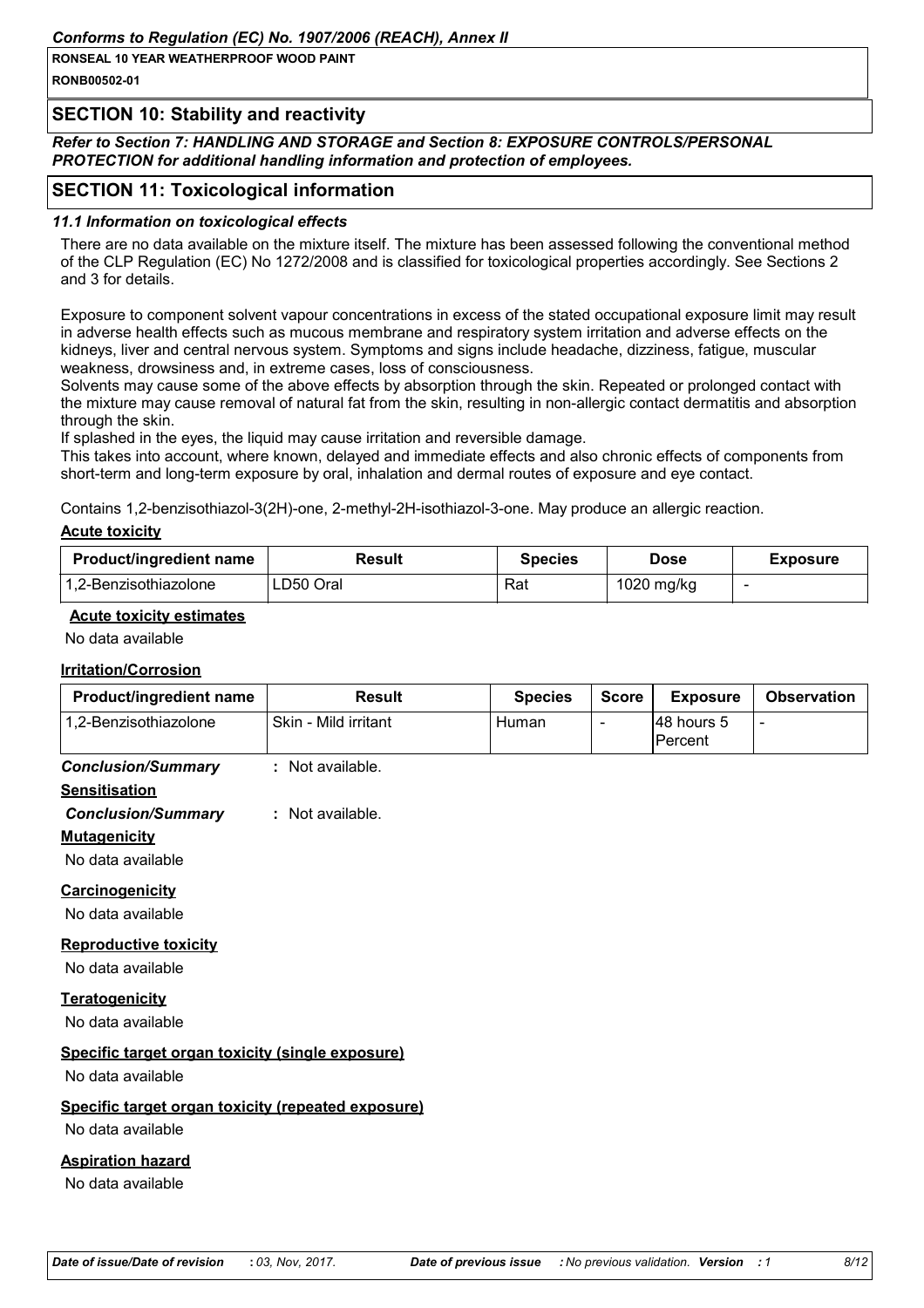## SECTION 10: Stability and reactivity

***Refer to Section 7: HANDLING AND STORAGE and Section 8: EXPOSURE CONTROLS/PERSONAL PROTECTION for additional handling information and protection of employees.***

## SECTION 11: Toxicological information

### *11.1 Information on toxicological effects*

There are no data available on the mixture itself. The mixture has been assessed following the conventional method of the CLP Regulation (EC) No 1272/2008 and is classified for toxicological properties accordingly. See Sections 2 and 3 for details.

Exposure to component solvent vapour concentrations in excess of the stated occupational exposure limit may result in adverse health effects such as mucous membrane and respiratory system irritation and adverse effects on the kidneys, liver and central nervous system. Symptoms and signs include headache, dizziness, fatigue, muscular weakness, drowsiness and, in extreme cases, loss of consciousness.
Solvents may cause some of the above effects by absorption through the skin. Repeated or prolonged contact with the mixture may cause removal of natural fat from the skin, resulting in non-allergic contact dermatitis and absorption through the skin.
If splashed in the eyes, the liquid may cause irritation and reversible damage.
This takes into account, where known, delayed and immediate effects and also chronic effects of components from short-term and long-term exposure by oral, inhalation and dermal routes of exposure and eye contact.

Contains 1,2-benzisothiazol-3(2H)-one, 2-methyl-2H-isothiazol-3-one. May produce an allergic reaction.

**Acute toxicity**

| Product/ingredient name | Result | Species | Dose | Exposure |
|---|---|---|---|---|
| 1,2-Benzisothiazolone | LD50 Oral | Rat | 1020 mg/kg | - |

**Acute toxicity estimates**

No data available

**Irritation/Corrosion**

| Product/ingredient name | Result | Species | Score | Exposure | Observation |
|---|---|---|---|---|---|
| 1,2-Benzisothiazolone | Skin - Mild irritant | Human | - | 48 hours 5 Percent | - |

***Conclusion/Summary*** : Not available.

**Sensitisation**

***Conclusion/Summary*** : Not available.

**Mutagenicity**

No data available

**Carcinogenicity**

No data available

**Reproductive toxicity**

No data available

**Teratogenicity**

No data available

**Specific target organ toxicity (single exposure)**

No data available

**Specific target organ toxicity (repeated exposure)**

No data available

**Aspiration hazard**

No data available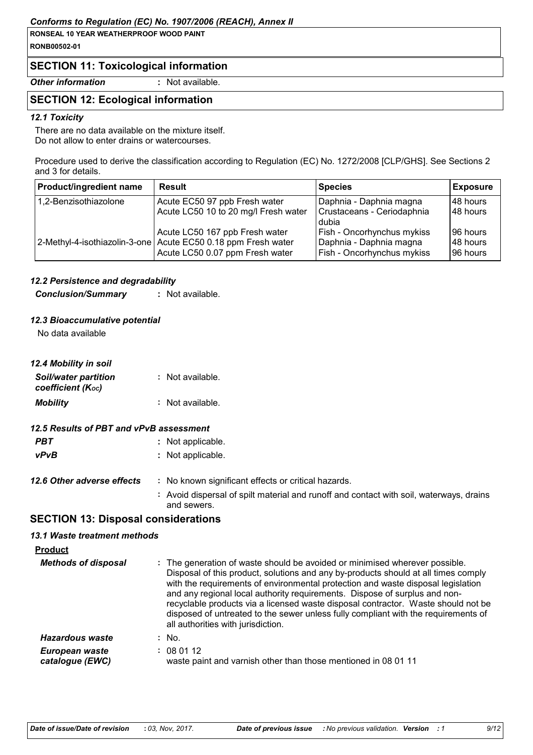## SECTION 11: Toxicological information

*Other information* : Not available.

## SECTION 12: Ecological information

### *12.1 Toxicity*

There are no data available on the mixture itself.
Do not allow to enter drains or watercourses.

Procedure used to derive the classification according to Regulation (EC) No. 1272/2008 [CLP/GHS]. See Sections 2 and 3 for details.

| Product/ingredient name | Result | Species | Exposure |
|---|---|---|---|
| 1,2-Benzisothiazolone | Acute EC50 97 ppb Fresh water | Daphnia - Daphnia magna | 48 hours |
| | Acute LC50 10 to 20 mg/l Fresh water | Crustaceans - Ceriodaphnia dubia | 48 hours |
| | Acute LC50 167 ppb Fresh water | Fish - Oncorhynchus mykiss | 96 hours |
| 2-Methyl-4-isothiazolin-3-one | Acute EC50 0.18 ppm Fresh water | Daphnia - Daphnia magna | 48 hours |
| | Acute LC50 0.07 ppm Fresh water | Fish - Oncorhynchus mykiss | 96 hours |

### *12.2 Persistence and degradability*

*Conclusion/Summary* : Not available.

### *12.3 Bioaccumulative potential*

No data available

### *12.4 Mobility in soil*

*Soil/water partition coefficient ($K_{OC}$)* : Not available.

*Mobility* : Not available.

### *12.5 Results of PBT and vPvB assessment*

*PBT* : Not applicable.

*vPvB* : Not applicable.

*12.6 Other adverse effects* : No known significant effects or critical hazards.

: Avoid dispersal of spilt material and runoff and contact with soil, waterways, drains and sewers.

## SECTION 13: Disposal considerations

### *13.1 Waste treatment methods*

**Product**

*Methods of disposal* : The generation of waste should be avoided or minimised wherever possible. Disposal of this product, solutions and any by-products should at all times comply with the requirements of environmental protection and waste disposal legislation and any regional local authority requirements. Dispose of surplus and non-recyclable products via a licensed waste disposal contractor. Waste should not be disposed of untreated to the sewer unless fully compliant with the requirements of all authorities with jurisdiction.

*Hazardous waste* : No.

*European waste catalogue (EWC)* : 08 01 12
waste paint and varnish other than those mentioned in 08 01 11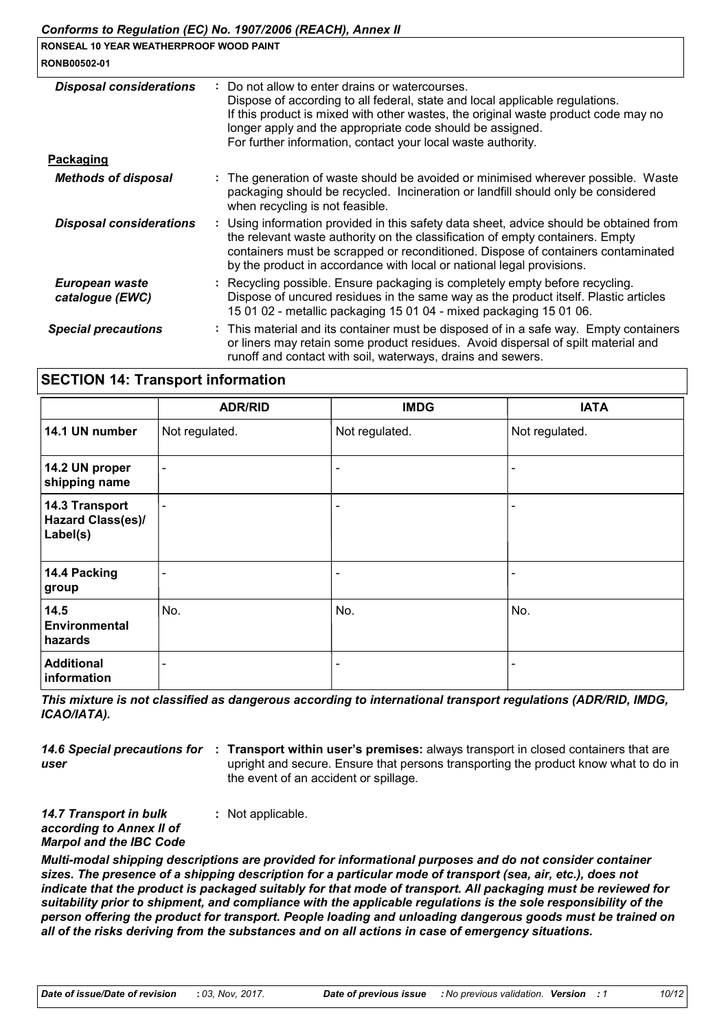| | |
|---|---|
| ***Disposal considerations*** | : Do not allow to enter drains or watercourses. Dispose of according to all federal, state and local applicable regulations. If this product is mixed with other wastes, the original waste product code may no longer apply and the appropriate code should be assigned. For further information, contact your local waste authority. |

**Packaging**

| | |
|---|---|
| ***Methods of disposal*** | : The generation of waste should be avoided or minimised wherever possible. Waste packaging should be recycled. Incineration or landfill should only be considered when recycling is not feasible. |
| ***Disposal considerations*** | : Using information provided in this safety data sheet, advice should be obtained from the relevant waste authority on the classification of empty containers. Empty containers must be scrapped or reconditioned. Dispose of containers contaminated by the product in accordance with local or national legal provisions. |
| ***European waste catalogue (EWC)*** | : Recycling possible. Ensure packaging is completely empty before recycling. Dispose of uncured residues in the same way as the product itself. Plastic articles 15 01 02 - metallic packaging 15 01 04 - mixed packaging 15 01 06. |
| ***Special precautions*** | : This material and its container must be disposed of in a safe way. Empty containers or liners may retain some product residues. Avoid dispersal of spilt material and runoff and contact with soil, waterways, drains and sewers. |

## SECTION 14: Transport information

| | ADR/RID | IMDG | IATA |
|---|---|---|---|
| **14.1 UN number** | Not regulated. | Not regulated. | Not regulated. |
| **14.2 UN proper shipping name** | - | - | - |
| **14.3 Transport Hazard Class(es)/ Label(s)** | - | - | - |
| **14.4 Packing group** | - | - | - |
| **14.5 Environmental hazards** | No. | No. | No. |
| **Additional information** | - | - | - |

***This mixture is not classified as dangerous according to international transport regulations (ADR/RID, IMDG, ICAO/IATA).***

| | |
|---|---|
| ***14.6 Special precautions for user*** | : **Transport within user's premises:** always transport in closed containers that are upright and secure. Ensure that persons transporting the product know what to do in the event of an accident or spillage. |
| ***14.7 Transport in bulk according to Annex II of Marpol and the IBC Code*** | : Not applicable. |

***Multi-modal shipping descriptions are provided for informational purposes and do not consider container sizes. The presence of a shipping description for a particular mode of transport (sea, air, etc.), does not indicate that the product is packaged suitably for that mode of transport. All packaging must be reviewed for suitability prior to shipment, and compliance with the applicable regulations is the sole responsibility of the person offering the product for transport. People loading and unloading dangerous goods must be trained on all of the risks deriving from the substances and on all actions in case of emergency situations.***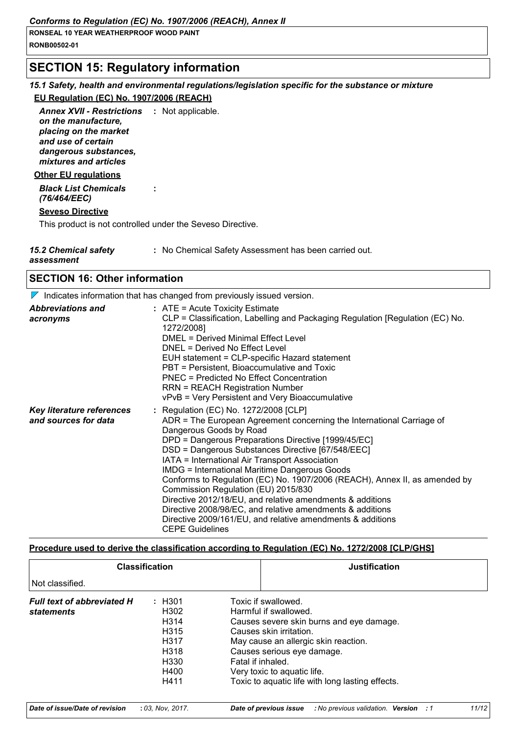## SECTION 15: Regulatory information

### *15.1 Safety, health and environmental regulations/legislation specific for the substance or mixture*

**EU Regulation (EC) No. 1907/2006 (REACH)**

***Annex XVII - Restrictions on the manufacture, placing on the market and use of certain dangerous substances, mixtures and articles*** : Not applicable.

**Other EU regulations**

***Black List Chemicals (76/464/EEC)*** :

**Seveso Directive**

This product is not controlled under the Seveso Directive.

***15.2 Chemical safety assessment*** : No Chemical Safety Assessment has been carried out.

## SECTION 16: Other information

Indicates information that has changed from previously issued version.

***Abbreviations and acronyms*** :
ATE = Acute Toxicity Estimate
CLP = Classification, Labelling and Packaging Regulation [Regulation (EC) No. 1272/2008]
DMEL = Derived Minimal Effect Level
DNEL = Derived No Effect Level
EUH statement = CLP-specific Hazard statement
PBT = Persistent, Bioaccumulative and Toxic
PNEC = Predicted No Effect Concentration
RRN = REACH Registration Number
vPvB = Very Persistent and Very Bioaccumulative

***Key literature references and sources for data*** :
Regulation (EC) No. 1272/2008 [CLP]
ADR = The European Agreement concerning the International Carriage of Dangerous Goods by Road
DPD = Dangerous Preparations Directive [1999/45/EC]
DSD = Dangerous Substances Directive [67/548/EEC]
IATA = International Air Transport Association
IMDG = International Maritime Dangerous Goods
Conforms to Regulation (EC) No. 1907/2006 (REACH), Annex II, as amended by Commission Regulation (EU) 2015/830
Directive 2012/18/EU, and relative amendments & additions
Directive 2008/98/EC, and relative amendments & additions
Directive 2009/161/EU, and relative amendments & additions
CEPE Guidelines

**Procedure used to derive the classification according to Regulation (EC) No. 1272/2008 [CLP/GHS]**

| Classification | Justification |
|---|---|
| Not classified. | |

***Full text of abbreviated H statements*** :

| | |
|---|---|
| H301 | Toxic if swallowed. |
| H302 | Harmful if swallowed. |
| H314 | Causes severe skin burns and eye damage. |
| H315 | Causes skin irritation. |
| H317 | May cause an allergic skin reaction. |
| H318 | Causes serious eye damage. |
| H330 | Fatal if inhaled. |
| H400 | Very toxic to aquatic life. |
| H411 | Toxic to aquatic life with long lasting effects. |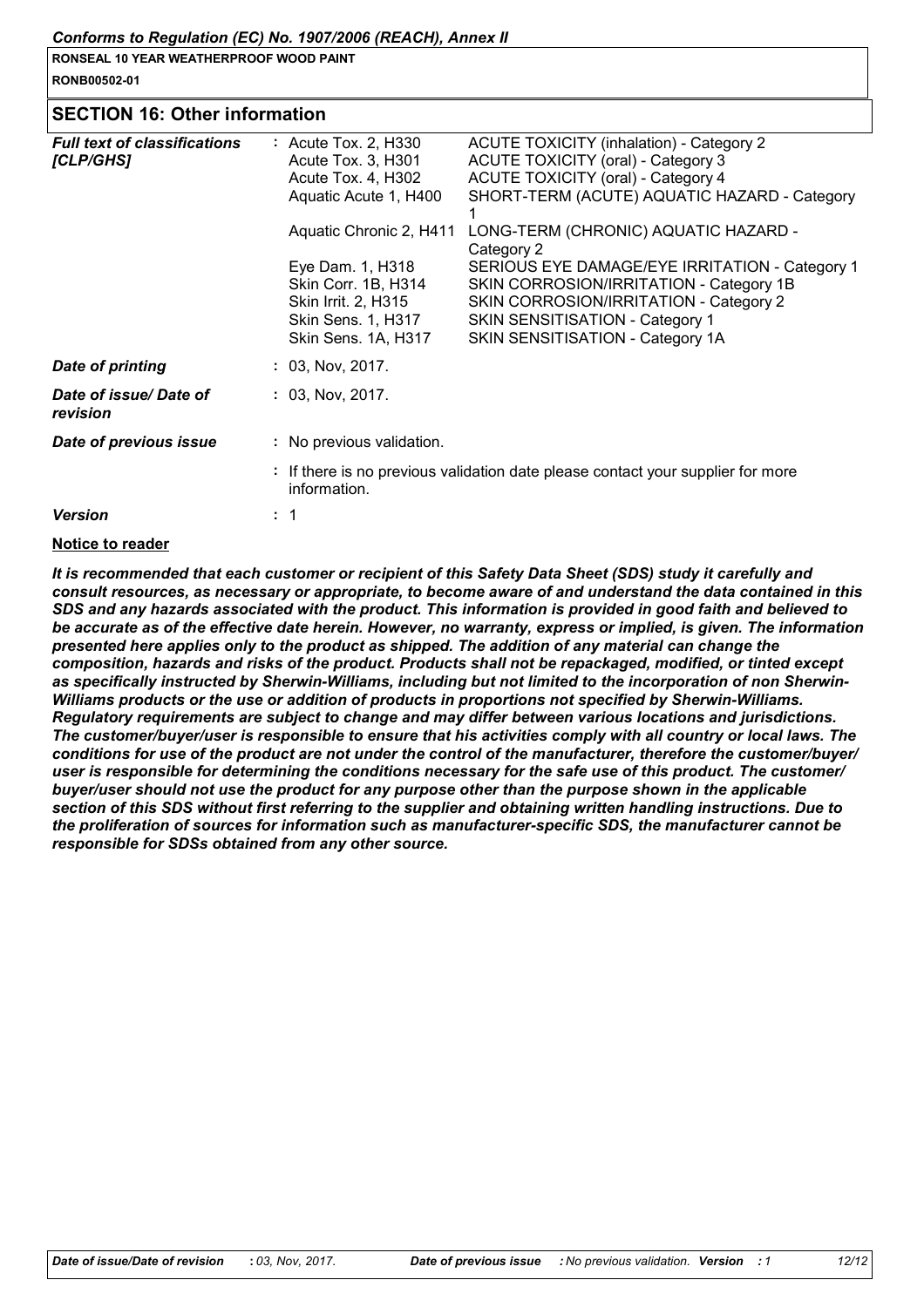## SECTION 16: Other information

| | | |
|---|---|---|
| ***Full text of classifications [CLP/GHS]*** | : Acute Tox. 2, H330 | ACUTE TOXICITY (inhalation) - Category 2 |
| | Acute Tox. 3, H301 | ACUTE TOXICITY (oral) - Category 3 |
| | Acute Tox. 4, H302 | ACUTE TOXICITY (oral) - Category 4 |
| | Aquatic Acute 1, H400 | SHORT-TERM (ACUTE) AQUATIC HAZARD - Category 1 |
| | Aquatic Chronic 2, H411 | LONG-TERM (CHRONIC) AQUATIC HAZARD - Category 2 |
| | Eye Dam. 1, H318 | SERIOUS EYE DAMAGE/EYE IRRITATION - Category 1 |
| | Skin Corr. 1B, H314 | SKIN CORROSION/IRRITATION - Category 1B |
| | Skin Irrit. 2, H315 | SKIN CORROSION/IRRITATION - Category 2 |
| | Skin Sens. 1, H317 | SKIN SENSITISATION - Category 1 |
| | Skin Sens. 1A, H317 | SKIN SENSITISATION - Category 1A |

***Date of printing*** : 03, Nov, 2017.

***Date of issue/ Date of revision*** : 03, Nov, 2017.

***Date of previous issue*** : No previous validation.

: If there is no previous validation date please contact your supplier for more information.

***Version*** : 1

**Notice to reader**

***It is recommended that each customer or recipient of this Safety Data Sheet (SDS) study it carefully and consult resources, as necessary or appropriate, to become aware of and understand the data contained in this SDS and any hazards associated with the product. This information is provided in good faith and believed to be accurate as of the effective date herein. However, no warranty, express or implied, is given. The information presented here applies only to the product as shipped. The addition of any material can change the composition, hazards and risks of the product. Products shall not be repackaged, modified, or tinted except as specifically instructed by Sherwin-Williams, including but not limited to the incorporation of non Sherwin-Williams products or the use or addition of products in proportions not specified by Sherwin-Williams. Regulatory requirements are subject to change and may differ between various locations and jurisdictions. The customer/buyer/user is responsible to ensure that his activities comply with all country or local laws. The conditions for use of the product are not under the control of the manufacturer, therefore the customer/buyer/user is responsible for determining the conditions necessary for the safe use of this product. The customer/buyer/user should not use the product for any purpose other than the purpose shown in the applicable section of this SDS without first referring to the supplier and obtaining written handling instructions. Due to the proliferation of sources for information such as manufacturer-specific SDS, the manufacturer cannot be responsible for SDSs obtained from any other source.***